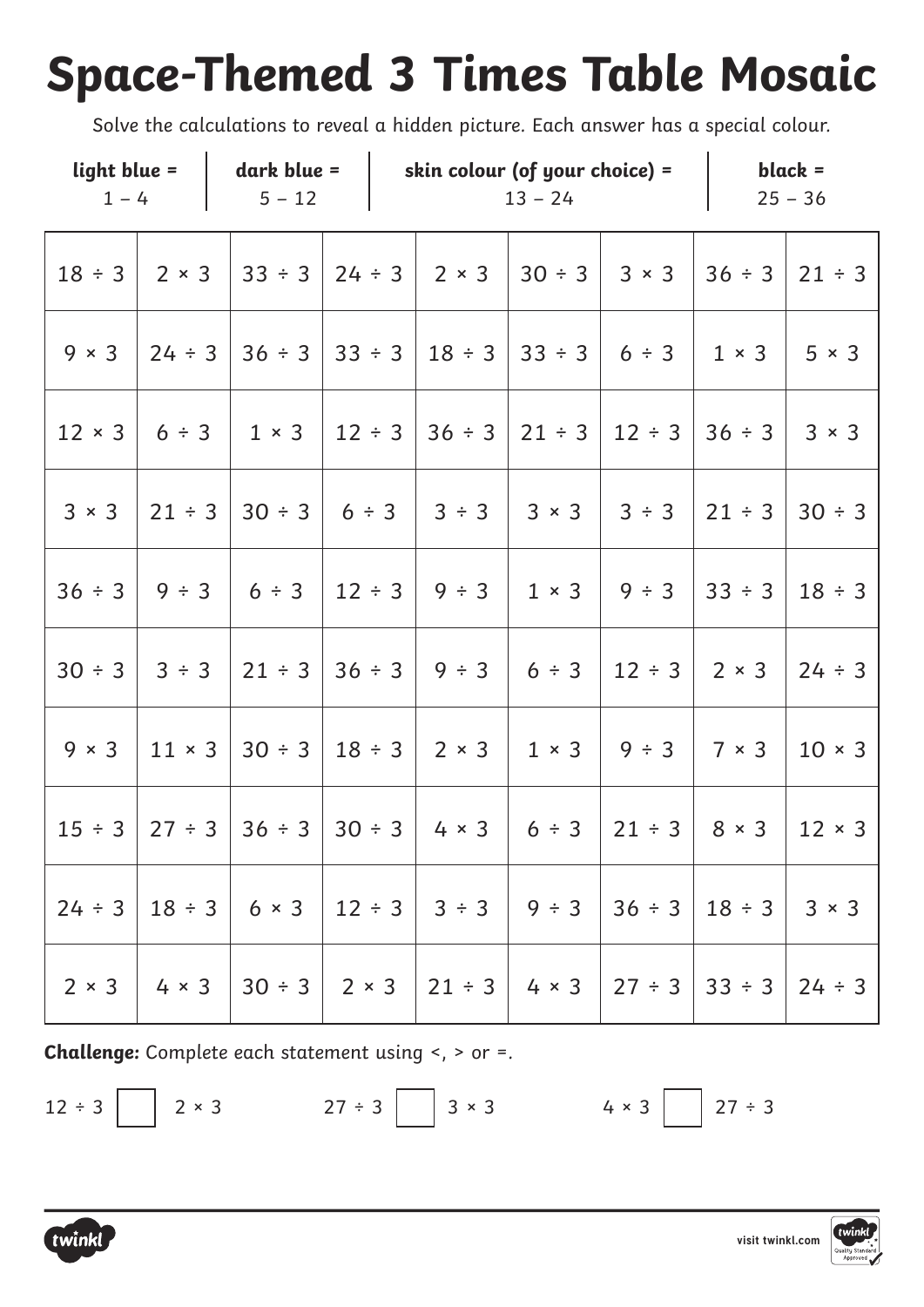# Space-Themed 3 Times Table Mosaic

Solve the calculations to reveal a hidden picture. Each answer has a special colour.

| **light blue =** | **dark blue =** | **skin colour (of your choice) =** | **black =** |
|---|---|---|---|
| 1 – 4 | 5 – 12 | 13 – 24 | 25 – 36 |

| | | | | | | | | |
|---|---|---|---|---|---|---|---|---|
| 18 ÷ 3 | 2 × 3 | 33 ÷ 3 | 24 ÷ 3 | 2 × 3 | 30 ÷ 3 | 3 × 3 | 36 ÷ 3 | 21 ÷ 3 |
| 9 × 3 | 24 ÷ 3 | 36 ÷ 3 | 33 ÷ 3 | 18 ÷ 3 | 33 ÷ 3 | 6 ÷ 3 | 1 × 3 | 5 × 3 |
| 12 × 3 | 6 ÷ 3 | 1 × 3 | 12 ÷ 3 | 36 ÷ 3 | 21 ÷ 3 | 12 ÷ 3 | 36 ÷ 3 | 3 × 3 |
| 3 × 3 | 21 ÷ 3 | 30 ÷ 3 | 6 ÷ 3 | 3 ÷ 3 | 3 × 3 | 3 ÷ 3 | 21 ÷ 3 | 30 ÷ 3 |
| 36 ÷ 3 | 9 ÷ 3 | 6 ÷ 3 | 12 ÷ 3 | 9 ÷ 3 | 1 × 3 | 9 ÷ 3 | 33 ÷ 3 | 18 ÷ 3 |
| 30 ÷ 3 | 3 ÷ 3 | 21 ÷ 3 | 36 ÷ 3 | 9 ÷ 3 | 6 ÷ 3 | 12 ÷ 3 | 2 × 3 | 24 ÷ 3 |
| 9 × 3 | 11 × 3 | 30 ÷ 3 | 18 ÷ 3 | 2 × 3 | 1 × 3 | 9 ÷ 3 | 7 × 3 | 10 × 3 |
| 15 ÷ 3 | 27 ÷ 3 | 36 ÷ 3 | 30 ÷ 3 | 4 × 3 | 6 ÷ 3 | 21 ÷ 3 | 8 × 3 | 12 × 3 |
| 24 ÷ 3 | 18 ÷ 3 | 6 × 3 | 12 ÷ 3 | 3 ÷ 3 | 9 ÷ 3 | 36 ÷ 3 | 18 ÷ 3 | 3 × 3 |
| 2 × 3 | 4 × 3 | 30 ÷ 3 | 2 × 3 | 21 ÷ 3 | 4 × 3 | 27 ÷ 3 | 33 ÷ 3 | 24 ÷ 3 |

**Challenge:** Complete each statement using <, > or =.

12 ÷ 3 ☐ 2 × 3 &nbsp;&nbsp;&nbsp;&nbsp; 27 ÷ 3 ☐ 3 × 3 &nbsp;&nbsp;&nbsp;&nbsp; 4 × 3 ☐ 27 ÷ 3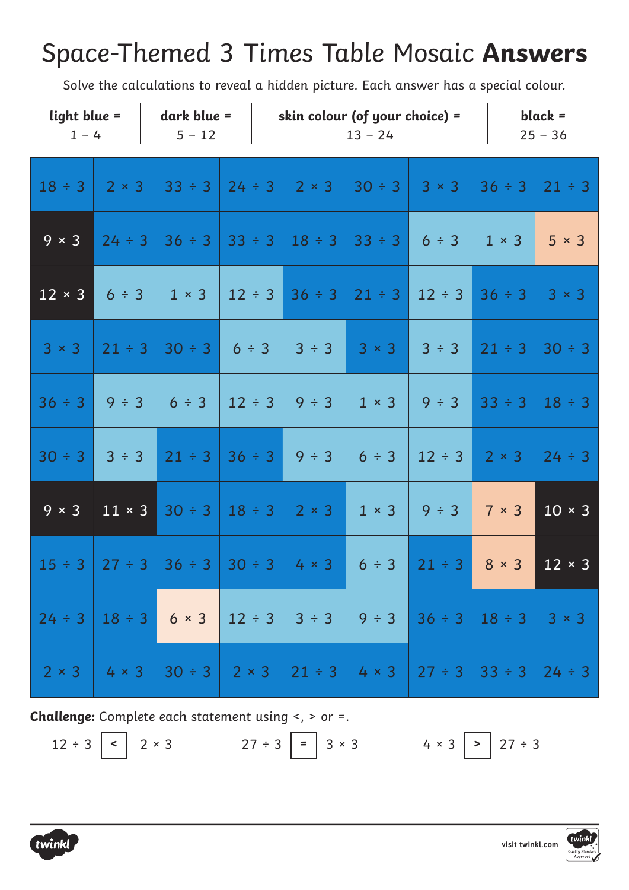# Space-Themed 3 Times Table Mosaic **Answers**

Solve the calculations to reveal a hidden picture. Each answer has a special colour.

| **light blue =** 1 – 4 | **dark blue =** 5 – 12 | **skin colour (of your choice) =** 13 – 24 | **black =** 25 – 36 |
|---|---|---|---|

| | | | | | | | | |
|---|---|---|---|---|---|---|---|---|
| 18 ÷ 3 | 2 × 3 | 33 ÷ 3 | 24 ÷ 3 | 2 × 3 | 30 ÷ 3 | 3 × 3 | 36 ÷ 3 | 21 ÷ 3 |
| 9 × 3 | 24 ÷ 3 | 36 ÷ 3 | 33 ÷ 3 | 18 ÷ 3 | 33 ÷ 3 | 6 ÷ 3 | 1 × 3 | 5 × 3 |
| 12 × 3 | 6 ÷ 3 | 1 × 3 | 12 ÷ 3 | 36 ÷ 3 | 21 ÷ 3 | 12 ÷ 3 | 36 ÷ 3 | 3 × 3 |
| 3 × 3 | 21 ÷ 3 | 30 ÷ 3 | 6 ÷ 3 | 3 ÷ 3 | 3 × 3 | 3 ÷ 3 | 21 ÷ 3 | 30 ÷ 3 |
| 36 ÷ 3 | 9 ÷ 3 | 6 ÷ 3 | 12 ÷ 3 | 9 ÷ 3 | 1 × 3 | 9 ÷ 3 | 33 ÷ 3 | 18 ÷ 3 |
| 30 ÷ 3 | 3 ÷ 3 | 21 ÷ 3 | 36 ÷ 3 | 9 ÷ 3 | 6 ÷ 3 | 12 ÷ 3 | 2 × 3 | 24 ÷ 3 |
| 9 × 3 | 11 × 3 | 30 ÷ 3 | 18 ÷ 3 | 2 × 3 | 1 × 3 | 9 ÷ 3 | 7 × 3 | 10 × 3 |
| 15 ÷ 3 | 27 ÷ 3 | 36 ÷ 3 | 30 ÷ 3 | 4 × 3 | 6 ÷ 3 | 21 ÷ 3 | 8 × 3 | 12 × 3 |
| 24 ÷ 3 | 18 ÷ 3 | 6 × 3 | 12 ÷ 3 | 3 ÷ 3 | 9 ÷ 3 | 36 ÷ 3 | 18 ÷ 3 | 3 × 3 |
| 2 × 3 | 4 × 3 | 30 ÷ 3 | 2 × 3 | 21 ÷ 3 | 4 × 3 | 27 ÷ 3 | 33 ÷ 3 | 24 ÷ 3 |

**Challenge:** Complete each statement using <, > or =.

12 ÷ 3 **<** 2 × 3

27 ÷ 3 **=** 3 × 3

4 × 3 **>** 27 ÷ 3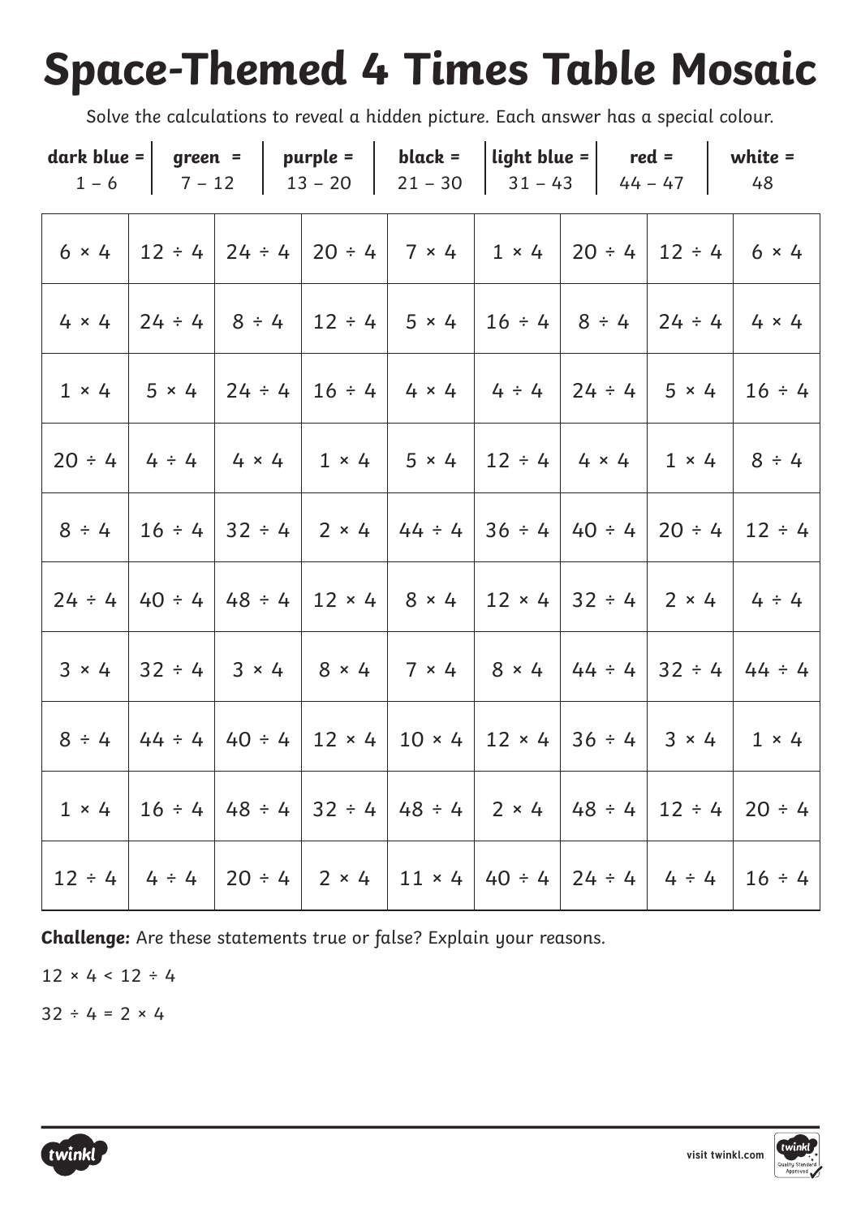# Space-Themed 4 Times Table Mosaic

Solve the calculations to reveal a hidden picture. Each answer has a special colour.

| dark blue = 1 – 6 | green = 7 – 12 | purple = 13 – 20 | black = 21 – 30 | light blue = 31 – 43 | red = 44 – 47 | white = 48 |
|---|---|---|---|---|---|---|

| | | | | | | | | |
|---|---|---|---|---|---|---|---|---|
| 6 × 4 | 12 ÷ 4 | 24 ÷ 4 | 20 ÷ 4 | 7 × 4 | 1 × 4 | 20 ÷ 4 | 12 ÷ 4 | 6 × 4 |
| 4 × 4 | 24 ÷ 4 | 8 ÷ 4 | 12 ÷ 4 | 5 × 4 | 16 ÷ 4 | 8 ÷ 4 | 24 ÷ 4 | 4 × 4 |
| 1 × 4 | 5 × 4 | 24 ÷ 4 | 16 ÷ 4 | 4 × 4 | 4 ÷ 4 | 24 ÷ 4 | 5 × 4 | 16 ÷ 4 |
| 20 ÷ 4 | 4 ÷ 4 | 4 × 4 | 1 × 4 | 5 × 4 | 12 ÷ 4 | 4 × 4 | 1 × 4 | 8 ÷ 4 |
| 8 ÷ 4 | 16 ÷ 4 | 32 ÷ 4 | 2 × 4 | 44 ÷ 4 | 36 ÷ 4 | 40 ÷ 4 | 20 ÷ 4 | 12 ÷ 4 |
| 24 ÷ 4 | 40 ÷ 4 | 48 ÷ 4 | 12 × 4 | 8 × 4 | 12 × 4 | 32 ÷ 4 | 2 × 4 | 4 ÷ 4 |
| 3 × 4 | 32 ÷ 4 | 3 × 4 | 8 × 4 | 7 × 4 | 8 × 4 | 44 ÷ 4 | 32 ÷ 4 | 44 ÷ 4 |
| 8 ÷ 4 | 44 ÷ 4 | 40 ÷ 4 | 12 × 4 | 10 × 4 | 12 × 4 | 36 ÷ 4 | 3 × 4 | 1 × 4 |
| 1 × 4 | 16 ÷ 4 | 48 ÷ 4 | 32 ÷ 4 | 48 ÷ 4 | 2 × 4 | 48 ÷ 4 | 12 ÷ 4 | 20 ÷ 4 |
| 12 ÷ 4 | 4 ÷ 4 | 20 ÷ 4 | 2 × 4 | 11 × 4 | 40 ÷ 4 | 24 ÷ 4 | 4 ÷ 4 | 16 ÷ 4 |

**Challenge:** Are these statements true or false? Explain your reasons.

$12 \times 4 < 12 \div 4$

$32 \div 4 = 2 \times 4$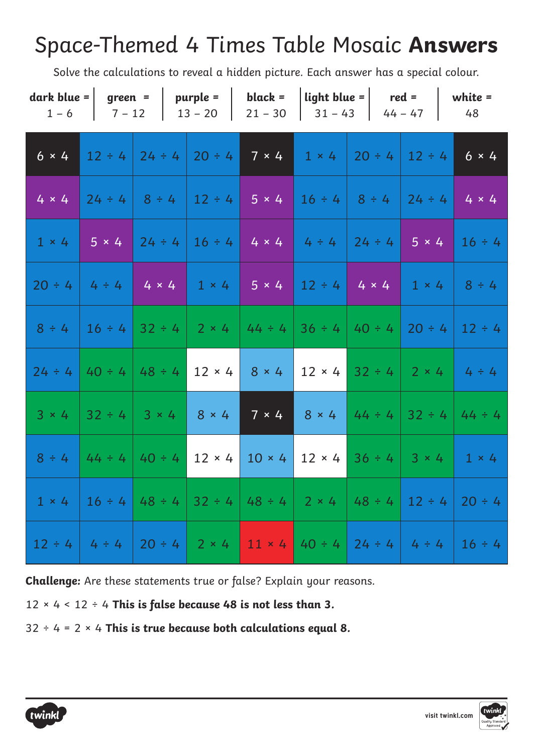# Space-Themed 4 Times Table Mosaic **Answers**

Solve the calculations to reveal a hidden picture. Each answer has a special colour.

| **dark blue =** 1 – 6 | **green =** 7 – 12 | **purple =** 13 – 20 | **black =** 21 – 30 | **light blue =** 31 – 43 | **red =** 44 – 47 | **white =** 48 |
|---|---|---|---|---|---|---|

| | | | | | | | | |
|---|---|---|---|---|---|---|---|---|
| 6 × 4 | 12 ÷ 4 | 24 ÷ 4 | 20 ÷ 4 | 7 × 4 | 1 × 4 | 20 ÷ 4 | 12 ÷ 4 | 6 × 4 |
| 4 × 4 | 24 ÷ 4 | 8 ÷ 4 | 12 ÷ 4 | 5 × 4 | 16 ÷ 4 | 8 ÷ 4 | 24 ÷ 4 | 4 × 4 |
| 1 × 4 | 5 × 4 | 24 ÷ 4 | 16 ÷ 4 | 4 × 4 | 4 ÷ 4 | 24 ÷ 4 | 5 × 4 | 16 ÷ 4 |
| 20 ÷ 4 | 4 ÷ 4 | 4 × 4 | 1 × 4 | 5 × 4 | 12 ÷ 4 | 4 × 4 | 1 × 4 | 8 ÷ 4 |
| 8 ÷ 4 | 16 ÷ 4 | 32 ÷ 4 | 2 × 4 | 44 ÷ 4 | 36 ÷ 4 | 40 ÷ 4 | 20 ÷ 4 | 12 ÷ 4 |
| 24 ÷ 4 | 40 ÷ 4 | 48 ÷ 4 | 12 × 4 | 8 × 4 | 12 × 4 | 32 ÷ 4 | 2 × 4 | 4 ÷ 4 |
| 3 × 4 | 32 ÷ 4 | 3 × 4 | 8 × 4 | 7 × 4 | 8 × 4 | 44 ÷ 4 | 32 ÷ 4 | 44 ÷ 4 |
| 8 ÷ 4 | 44 ÷ 4 | 40 ÷ 4 | 12 × 4 | 10 × 4 | 12 × 4 | 36 ÷ 4 | 3 × 4 | 1 × 4 |
| 1 × 4 | 16 ÷ 4 | 48 ÷ 4 | 32 ÷ 4 | 48 ÷ 4 | 2 × 4 | 48 ÷ 4 | 12 ÷ 4 | 20 ÷ 4 |
| 12 ÷ 4 | 4 ÷ 4 | 20 ÷ 4 | 2 × 4 | 11 × 4 | 40 ÷ 4 | 24 ÷ 4 | 4 ÷ 4 | 16 ÷ 4 |

**Challenge:** Are these statements true or false? Explain your reasons.

12 × 4 < 12 ÷ 4 **This is false because 48 is not less than 3.**

32 ÷ 4 = 2 × 4 **This is true because both calculations equal 8.**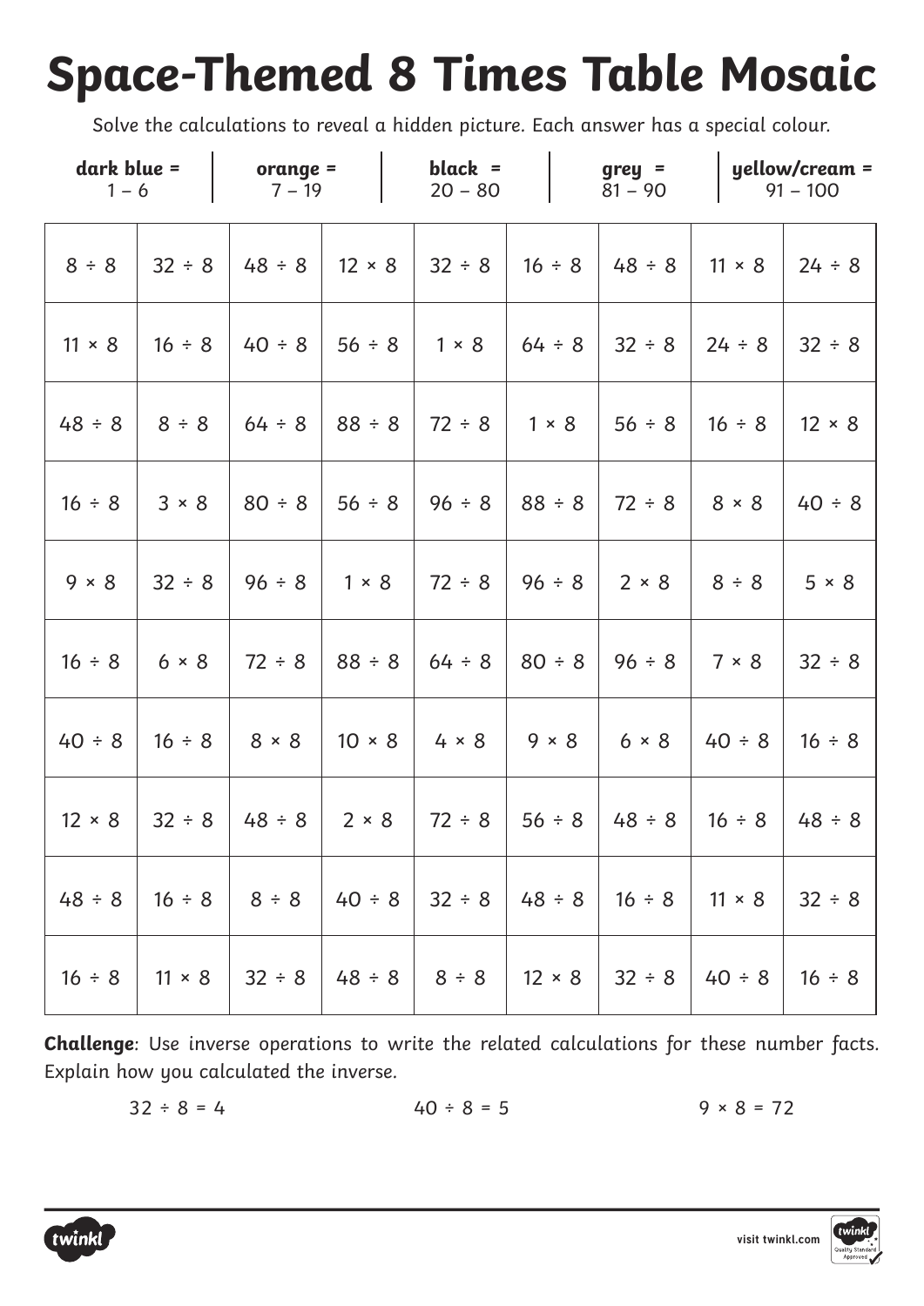# Space-Themed 8 Times Table Mosaic

Solve the calculations to reveal a hidden picture. Each answer has a special colour.

| **dark blue =** 1 – 6 | **orange =** 7 – 19 | **black =** 20 – 80 | **grey =** 81 – 90 | **yellow/cream =** 91 – 100 |
|---|---|---|---|---|

| | | | | | | | | |
|---|---|---|---|---|---|---|---|---|
| 8 ÷ 8 | 32 ÷ 8 | 48 ÷ 8 | 12 × 8 | 32 ÷ 8 | 16 ÷ 8 | 48 ÷ 8 | 11 × 8 | 24 ÷ 8 |
| 11 × 8 | 16 ÷ 8 | 40 ÷ 8 | 56 ÷ 8 | 1 × 8 | 64 ÷ 8 | 32 ÷ 8 | 24 ÷ 8 | 32 ÷ 8 |
| 48 ÷ 8 | 8 ÷ 8 | 64 ÷ 8 | 88 ÷ 8 | 72 ÷ 8 | 1 × 8 | 56 ÷ 8 | 16 ÷ 8 | 12 × 8 |
| 16 ÷ 8 | 3 × 8 | 80 ÷ 8 | 56 ÷ 8 | 96 ÷ 8 | 88 ÷ 8 | 72 ÷ 8 | 8 × 8 | 40 ÷ 8 |
| 9 × 8 | 32 ÷ 8 | 96 ÷ 8 | 1 × 8 | 72 ÷ 8 | 96 ÷ 8 | 2 × 8 | 8 ÷ 8 | 5 × 8 |
| 16 ÷ 8 | 6 × 8 | 72 ÷ 8 | 88 ÷ 8 | 64 ÷ 8 | 80 ÷ 8 | 96 ÷ 8 | 7 × 8 | 32 ÷ 8 |
| 40 ÷ 8 | 16 ÷ 8 | 8 × 8 | 10 × 8 | 4 × 8 | 9 × 8 | 6 × 8 | 40 ÷ 8 | 16 ÷ 8 |
| 12 × 8 | 32 ÷ 8 | 48 ÷ 8 | 2 × 8 | 72 ÷ 8 | 56 ÷ 8 | 48 ÷ 8 | 16 ÷ 8 | 48 ÷ 8 |
| 48 ÷ 8 | 16 ÷ 8 | 8 ÷ 8 | 40 ÷ 8 | 32 ÷ 8 | 48 ÷ 8 | 16 ÷ 8 | 11 × 8 | 32 ÷ 8 |
| 16 ÷ 8 | 11 × 8 | 32 ÷ 8 | 48 ÷ 8 | 8 ÷ 8 | 12 × 8 | 32 ÷ 8 | 40 ÷ 8 | 16 ÷ 8 |

**Challenge**: Use inverse operations to write the related calculations for these number facts. Explain how you calculated the inverse.

32 ÷ 8 = 4 40 ÷ 8 = 5 9 × 8 = 72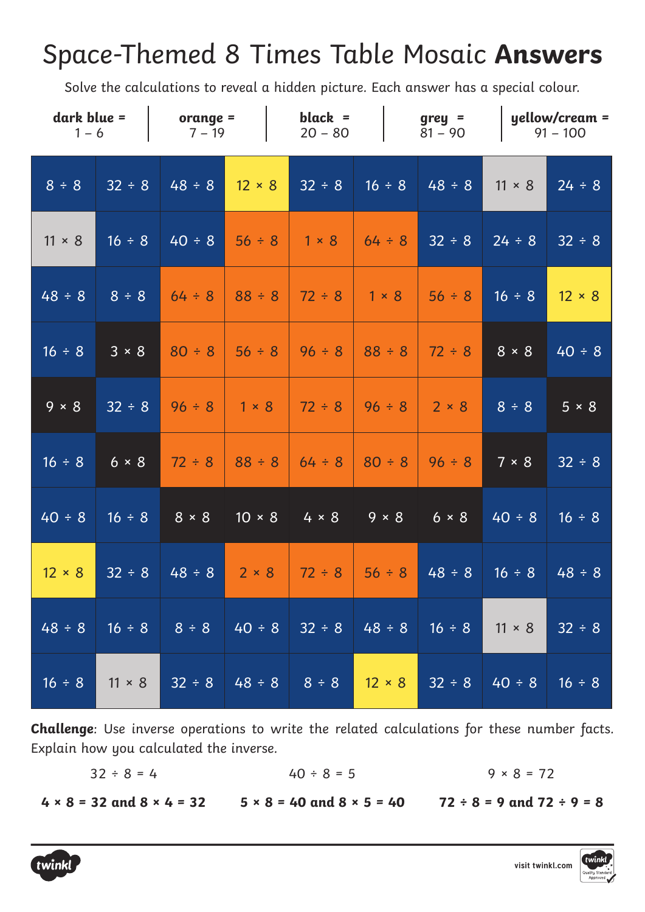# Space-Themed 8 Times Table Mosaic **Answers**

Solve the calculations to reveal a hidden picture. Each answer has a special colour.

| **dark blue =** 1 – 6 | **orange =** 7 – 19 | **black =** 20 – 80 | **grey =** 81 – 90 | **yellow/cream =** 91 – 100 |
|---|---|---|---|---|

| | | | | | | | | |
|---|---|---|---|---|---|---|---|---|
| 8 ÷ 8 | 32 ÷ 8 | 48 ÷ 8 | 12 × 8 | 32 ÷ 8 | 16 ÷ 8 | 48 ÷ 8 | 11 × 8 | 24 ÷ 8 |
| 11 × 8 | 16 ÷ 8 | 40 ÷ 8 | 56 ÷ 8 | 1 × 8 | 64 ÷ 8 | 32 ÷ 8 | 24 ÷ 8 | 32 ÷ 8 |
| 48 ÷ 8 | 8 ÷ 8 | 64 ÷ 8 | 88 ÷ 8 | 72 ÷ 8 | 1 × 8 | 56 ÷ 8 | 16 ÷ 8 | 12 × 8 |
| 16 ÷ 8 | 3 × 8 | 80 ÷ 8 | 56 ÷ 8 | 96 ÷ 8 | 88 ÷ 8 | 72 ÷ 8 | 8 × 8 | 40 ÷ 8 |
| 9 × 8 | 32 ÷ 8 | 96 ÷ 8 | 1 × 8 | 72 ÷ 8 | 96 ÷ 8 | 2 × 8 | 8 ÷ 8 | 5 × 8 |
| 16 ÷ 8 | 6 × 8 | 72 ÷ 8 | 88 ÷ 8 | 64 ÷ 8 | 80 ÷ 8 | 96 ÷ 8 | 7 × 8 | 32 ÷ 8 |
| 40 ÷ 8 | 16 ÷ 8 | 8 × 8 | 10 × 8 | 4 × 8 | 9 × 8 | 6 × 8 | 40 ÷ 8 | 16 ÷ 8 |
| 12 × 8 | 32 ÷ 8 | 48 ÷ 8 | 2 × 8 | 72 ÷ 8 | 56 ÷ 8 | 48 ÷ 8 | 16 ÷ 8 | 48 ÷ 8 |
| 48 ÷ 8 | 16 ÷ 8 | 8 ÷ 8 | 40 ÷ 8 | 32 ÷ 8 | 48 ÷ 8 | 16 ÷ 8 | 11 × 8 | 32 ÷ 8 |
| 16 ÷ 8 | 11 × 8 | 32 ÷ 8 | 48 ÷ 8 | 8 ÷ 8 | 12 × 8 | 32 ÷ 8 | 40 ÷ 8 | 16 ÷ 8 |

**Challenge**: Use inverse operations to write the related calculations for these number facts. Explain how you calculated the inverse.

| 32 ÷ 8 = 4 | 40 ÷ 8 = 5 | 9 × 8 = 72 |
|---|---|---|
| **4 × 8 = 32 and 8 × 4 = 32** | **5 × 8 = 40 and 8 × 5 = 40** | **72 ÷ 8 = 9 and 72 ÷ 9 = 8** |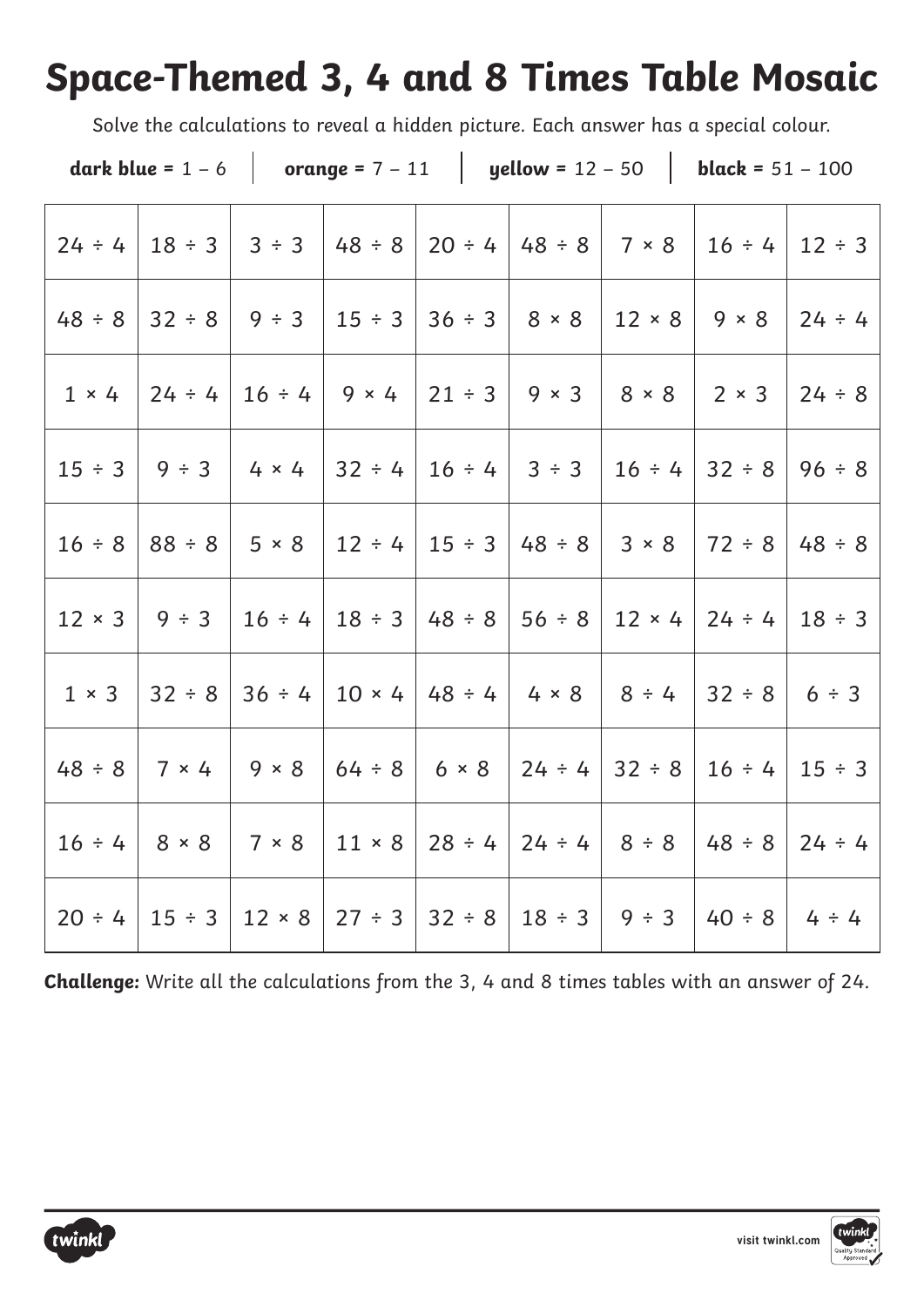# Space-Themed 3, 4 and 8 Times Table Mosaic

Solve the calculations to reveal a hidden picture. Each answer has a special colour.

**dark blue =** 1 – 6 | **orange =** 7 – 11 | **yellow =** 12 – 50 | **black =** 51 – 100

| | | | | | | | | |
|---|---|---|---|---|---|---|---|---|
| 24 ÷ 4 | 18 ÷ 3 | 3 ÷ 3 | 48 ÷ 8 | 20 ÷ 4 | 48 ÷ 8 | 7 × 8 | 16 ÷ 4 | 12 ÷ 3 |
| 48 ÷ 8 | 32 ÷ 8 | 9 ÷ 3 | 15 ÷ 3 | 36 ÷ 3 | 8 × 8 | 12 × 8 | 9 × 8 | 24 ÷ 4 |
| 1 × 4 | 24 ÷ 4 | 16 ÷ 4 | 9 × 4 | 21 ÷ 3 | 9 × 3 | 8 × 8 | 2 × 3 | 24 ÷ 8 |
| 15 ÷ 3 | 9 ÷ 3 | 4 × 4 | 32 ÷ 4 | 16 ÷ 4 | 3 ÷ 3 | 16 ÷ 4 | 32 ÷ 8 | 96 ÷ 8 |
| 16 ÷ 8 | 88 ÷ 8 | 5 × 8 | 12 ÷ 4 | 15 ÷ 3 | 48 ÷ 8 | 3 × 8 | 72 ÷ 8 | 48 ÷ 8 |
| 12 × 3 | 9 ÷ 3 | 16 ÷ 4 | 18 ÷ 3 | 48 ÷ 8 | 56 ÷ 8 | 12 × 4 | 24 ÷ 4 | 18 ÷ 3 |
| 1 × 3 | 32 ÷ 8 | 36 ÷ 4 | 10 × 4 | 48 ÷ 4 | 4 × 8 | 8 ÷ 4 | 32 ÷ 8 | 6 ÷ 3 |
| 48 ÷ 8 | 7 × 4 | 9 × 8 | 64 ÷ 8 | 6 × 8 | 24 ÷ 4 | 32 ÷ 8 | 16 ÷ 4 | 15 ÷ 3 |
| 16 ÷ 4 | 8 × 8 | 7 × 8 | 11 × 8 | 28 ÷ 4 | 24 ÷ 4 | 8 ÷ 8 | 48 ÷ 8 | 24 ÷ 4 |
| 20 ÷ 4 | 15 ÷ 3 | 12 × 8 | 27 ÷ 3 | 32 ÷ 8 | 18 ÷ 3 | 9 ÷ 3 | 40 ÷ 8 | 4 ÷ 4 |

**Challenge:** Write all the calculations from the 3, 4 and 8 times tables with an answer of 24.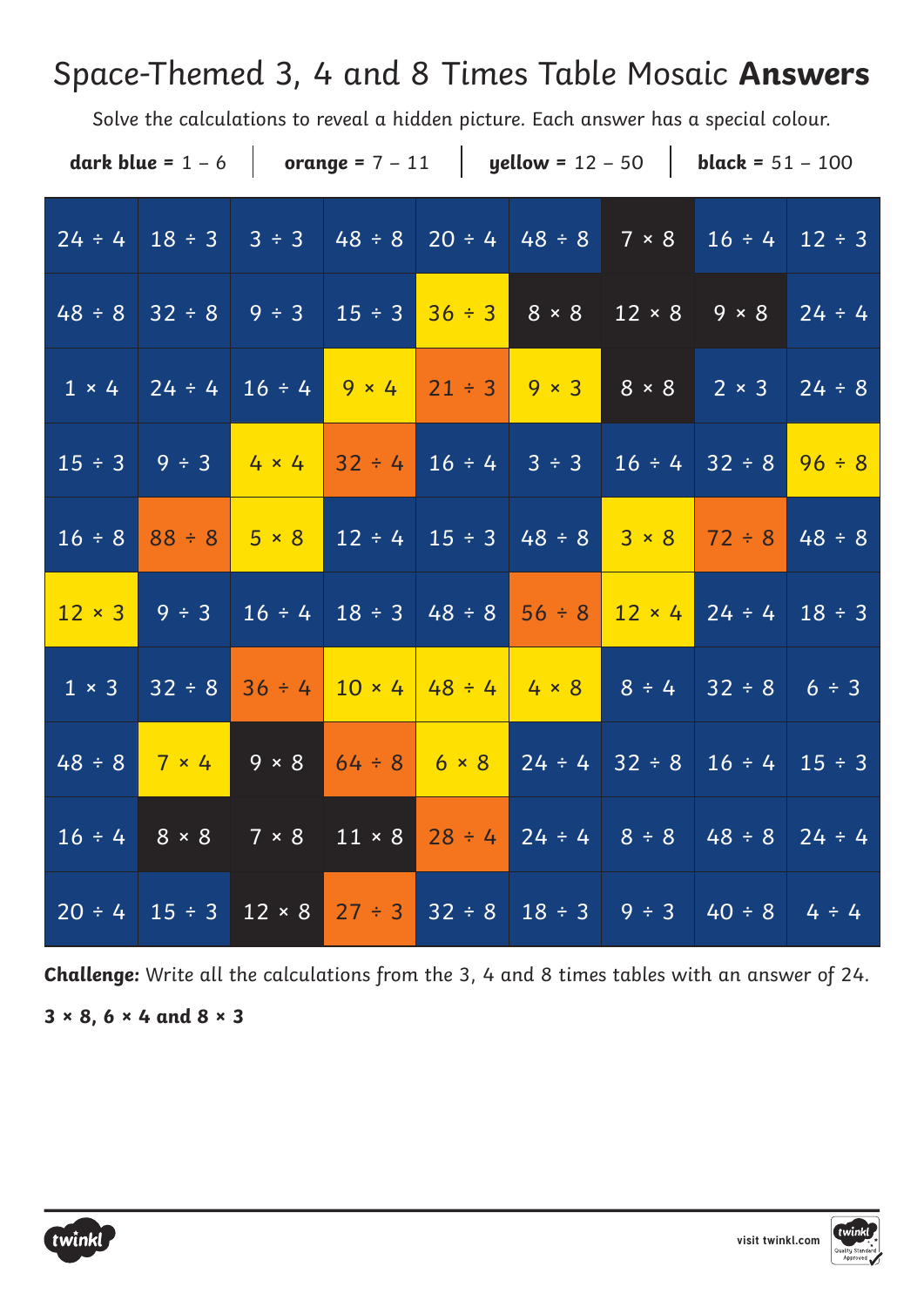# Space-Themed 3, 4 and 8 Times Table Mosaic **Answers**

Solve the calculations to reveal a hidden picture. Each answer has a special colour.

**dark blue** = 1 – 6 | **orange** = 7 – 11 | **yellow** = 12 – 50 | **black** = 51 – 100

| | | | | | | | | |
|---|---|---|---|---|---|---|---|---|
| 24 ÷ 4 | 18 ÷ 3 | 3 ÷ 3 | 48 ÷ 8 | 20 ÷ 4 | 48 ÷ 8 | 7 × 8 | 16 ÷ 4 | 12 ÷ 3 |
| 48 ÷ 8 | 32 ÷ 8 | 9 ÷ 3 | 15 ÷ 3 | 36 ÷ 3 | 8 × 8 | 12 × 8 | 9 × 8 | 24 ÷ 4 |
| 1 × 4 | 24 ÷ 4 | 16 ÷ 4 | 9 × 4 | 21 ÷ 3 | 9 × 3 | 8 × 8 | 2 × 3 | 24 ÷ 8 |
| 15 ÷ 3 | 9 ÷ 3 | 4 × 4 | 32 ÷ 4 | 16 ÷ 4 | 3 ÷ 3 | 16 ÷ 4 | 32 ÷ 8 | 96 ÷ 8 |
| 16 ÷ 8 | 88 ÷ 8 | 5 × 8 | 12 ÷ 4 | 15 ÷ 3 | 48 ÷ 8 | 3 × 8 | 72 ÷ 8 | 48 ÷ 8 |
| 12 × 3 | 9 ÷ 3 | 16 ÷ 4 | 18 ÷ 3 | 48 ÷ 8 | 56 ÷ 8 | 12 × 4 | 24 ÷ 4 | 18 ÷ 3 |
| 1 × 3 | 32 ÷ 8 | 36 ÷ 4 | 10 × 4 | 48 ÷ 4 | 4 × 8 | 8 ÷ 4 | 32 ÷ 8 | 6 ÷ 3 |
| 48 ÷ 8 | 7 × 4 | 9 × 8 | 64 ÷ 8 | 6 × 8 | 24 ÷ 4 | 32 ÷ 8 | 16 ÷ 4 | 15 ÷ 3 |
| 16 ÷ 4 | 8 × 8 | 7 × 8 | 11 × 8 | 28 ÷ 4 | 24 ÷ 4 | 8 ÷ 8 | 48 ÷ 8 | 24 ÷ 4 |
| 20 ÷ 4 | 15 ÷ 3 | 12 × 8 | 27 ÷ 3 | 32 ÷ 8 | 18 ÷ 3 | 9 ÷ 3 | 40 ÷ 8 | 4 ÷ 4 |

**Challenge:** Write all the calculations from the 3, 4 and 8 times tables with an answer of 24.

**3 × 8, 6 × 4 and 8 × 3**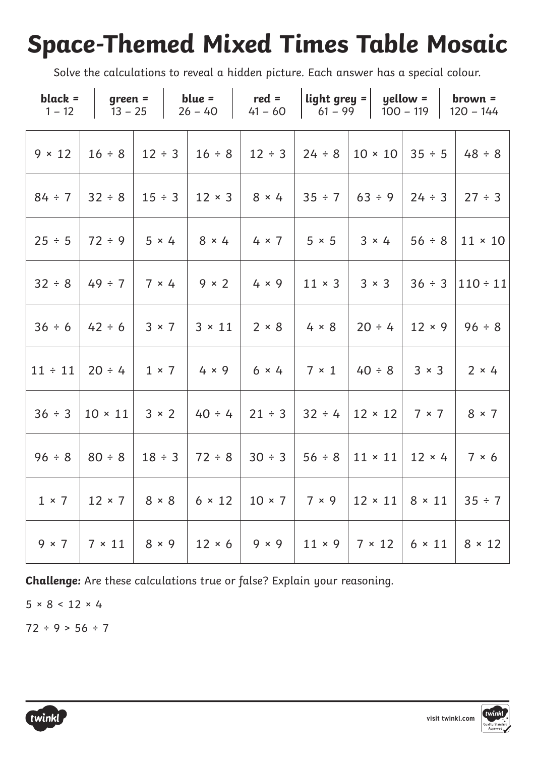# Space-Themed Mixed Times Table Mosaic

Solve the calculations to reveal a hidden picture. Each answer has a special colour.

| **black =** 1 – 12 | **green =** 13 – 25 | **blue =** 26 – 40 | **red =** 41 – 60 | **light grey =** 61 – 99 | **yellow =** 100 – 119 | **brown =** 120 – 144 |
|---|---|---|---|---|---|---|

| | | | | | | | | |
|---|---|---|---|---|---|---|---|---|
| 9 × 12 | 16 ÷ 8 | 12 ÷ 3 | 16 ÷ 8 | 12 ÷ 3 | 24 ÷ 8 | 10 × 10 | 35 ÷ 5 | 48 ÷ 8 |
| 84 ÷ 7 | 32 ÷ 8 | 15 ÷ 3 | 12 × 3 | 8 × 4 | 35 ÷ 7 | 63 ÷ 9 | 24 ÷ 3 | 27 ÷ 3 |
| 25 ÷ 5 | 72 ÷ 9 | 5 × 4 | 8 × 4 | 4 × 7 | 5 × 5 | 3 × 4 | 56 ÷ 8 | 11 × 10 |
| 32 ÷ 8 | 49 ÷ 7 | 7 × 4 | 9 × 2 | 4 × 9 | 11 × 3 | 3 × 3 | 36 ÷ 3 | 110 ÷ 11 |
| 36 ÷ 6 | 42 ÷ 6 | 3 × 7 | 3 × 11 | 2 × 8 | 4 × 8 | 20 ÷ 4 | 12 × 9 | 96 ÷ 8 |
| 11 ÷ 11 | 20 ÷ 4 | 1 × 7 | 4 × 9 | 6 × 4 | 7 × 1 | 40 ÷ 8 | 3 × 3 | 2 × 4 |
| 36 ÷ 3 | 10 × 11 | 3 × 2 | 40 ÷ 4 | 21 ÷ 3 | 32 ÷ 4 | 12 × 12 | 7 × 7 | 8 × 7 |
| 96 ÷ 8 | 80 ÷ 8 | 18 ÷ 3 | 72 ÷ 8 | 30 ÷ 3 | 56 ÷ 8 | 11 × 11 | 12 × 4 | 7 × 6 |
| 1 × 7 | 12 × 7 | 8 × 8 | 6 × 12 | 10 × 7 | 7 × 9 | 12 × 11 | 8 × 11 | 35 ÷ 7 |
| 9 × 7 | 7 × 11 | 8 × 9 | 12 × 6 | 9 × 9 | 11 × 9 | 7 × 12 | 6 × 11 | 8 × 12 |

**Challenge:** Are these calculations true or false? Explain your reasoning.

5 × 8 < 12 × 4

72 ÷ 9 > 56 ÷ 7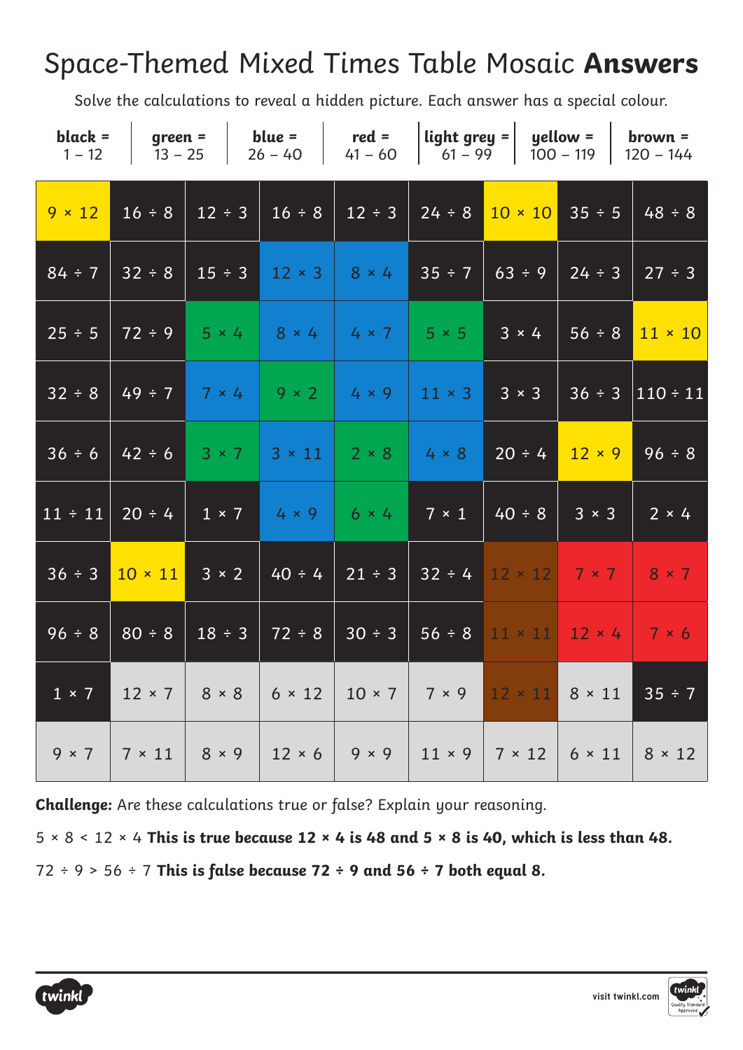# Space-Themed Mixed Times Table Mosaic **Answers**

Solve the calculations to reveal a hidden picture. Each answer has a special colour.

| **black** = 1 – 12 | **green** = 13 – 25 | **blue** = 26 – 40 | **red** = 41 – 60 | **light grey** = 61 – 99 | **yellow** = 100 – 119 | **brown** = 120 – 144 |
|---|---|---|---|---|---|---|

| | | | | | | | | |
|---|---|---|---|---|---|---|---|---|
| 9 × 12 | 16 ÷ 8 | 12 ÷ 3 | 16 ÷ 8 | 12 ÷ 3 | 24 ÷ 8 | 10 × 10 | 35 ÷ 5 | 48 ÷ 8 |
| 84 ÷ 7 | 32 ÷ 8 | 15 ÷ 3 | 12 × 3 | 8 × 4 | 35 ÷ 7 | 63 ÷ 9 | 24 ÷ 3 | 27 ÷ 3 |
| 25 ÷ 5 | 72 ÷ 9 | 5 × 4 | 8 × 4 | 4 × 7 | 5 × 5 | 3 × 4 | 56 ÷ 8 | 11 × 10 |
| 32 ÷ 8 | 49 ÷ 7 | 7 × 4 | 9 × 2 | 4 × 9 | 11 × 3 | 3 × 3 | 36 ÷ 3 | 110 ÷ 11 |
| 36 ÷ 6 | 42 ÷ 6 | 3 × 7 | 3 × 11 | 2 × 8 | 4 × 8 | 20 ÷ 4 | 12 × 9 | 96 ÷ 8 |
| 11 ÷ 11 | 20 ÷ 4 | 1 × 7 | 4 × 9 | 6 × 4 | 7 × 1 | 40 ÷ 8 | 3 × 3 | 2 × 4 |
| 36 ÷ 3 | 10 × 11 | 3 × 2 | 40 ÷ 4 | 21 ÷ 3 | 32 ÷ 4 | 12 × 12 | 7 × 7 | 8 × 7 |
| 96 ÷ 8 | 80 ÷ 8 | 18 ÷ 3 | 72 ÷ 8 | 30 ÷ 3 | 56 ÷ 8 | 11 × 11 | 12 × 4 | 7 × 6 |
| 1 × 7 | 12 × 7 | 8 × 8 | 6 × 12 | 10 × 7 | 7 × 9 | 12 × 11 | 8 × 11 | 35 ÷ 7 |
| 9 × 7 | 7 × 11 | 8 × 9 | 12 × 6 | 9 × 9 | 11 × 9 | 7 × 12 | 6 × 11 | 8 × 12 |

**Challenge:** Are these calculations true or false? Explain your reasoning.

5 × 8 < 12 × 4 **This is true because 12 × 4 is 48 and 5 × 8 is 40, which is less than 48.**

72 ÷ 9 > 56 ÷ 7 **This is false because 72 ÷ 9 and 56 ÷ 7 both equal 8.**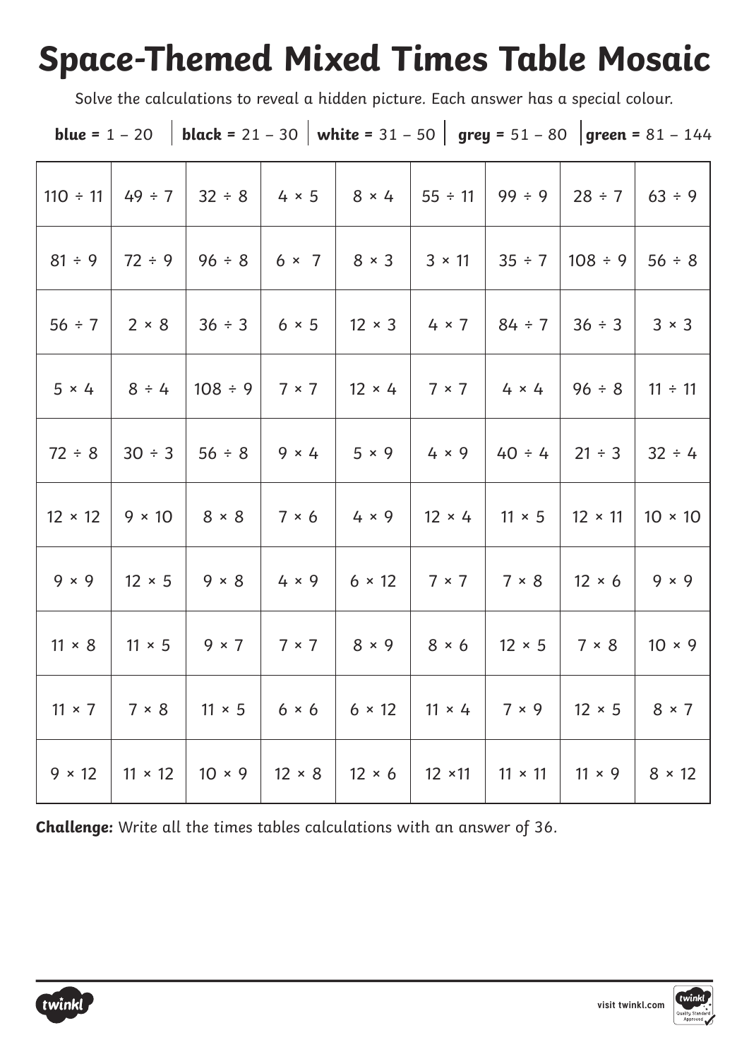# Space-Themed Mixed Times Table Mosaic

Solve the calculations to reveal a hidden picture. Each answer has a special colour.

**blue =** 1 – 20 | **black =** 21 – 30 | **white =** 31 – 50 | **grey =** 51 – 80 | **green =** 81 – 144

| | | | | | | | | |
|---|---|---|---|---|---|---|---|---|
| 110 ÷ 11 | 49 ÷ 7 | 32 ÷ 8 | 4 × 5 | 8 × 4 | 55 ÷ 11 | 99 ÷ 9 | 28 ÷ 7 | 63 ÷ 9 |
| 81 ÷ 9 | 72 ÷ 9 | 96 ÷ 8 | 6 × 7 | 8 × 3 | 3 × 11 | 35 ÷ 7 | 108 ÷ 9 | 56 ÷ 8 |
| 56 ÷ 7 | 2 × 8 | 36 ÷ 3 | 6 × 5 | 12 × 3 | 4 × 7 | 84 ÷ 7 | 36 ÷ 3 | 3 × 3 |
| 5 × 4 | 8 ÷ 4 | 108 ÷ 9 | 7 × 7 | 12 × 4 | 7 × 7 | 4 × 4 | 96 ÷ 8 | 11 ÷ 11 |
| 72 ÷ 8 | 30 ÷ 3 | 56 ÷ 8 | 9 × 4 | 5 × 9 | 4 × 9 | 40 ÷ 4 | 21 ÷ 3 | 32 ÷ 4 |
| 12 × 12 | 9 × 10 | 8 × 8 | 7 × 6 | 4 × 9 | 12 × 4 | 11 × 5 | 12 × 11 | 10 × 10 |
| 9 × 9 | 12 × 5 | 9 × 8 | 4 × 9 | 6 × 12 | 7 × 7 | 7 × 8 | 12 × 6 | 9 × 9 |
| 11 × 8 | 11 × 5 | 9 × 7 | 7 × 7 | 8 × 9 | 8 × 6 | 12 × 5 | 7 × 8 | 10 × 9 |
| 11 × 7 | 7 × 8 | 11 × 5 | 6 × 6 | 6 × 12 | 11 × 4 | 7 × 9 | 12 × 5 | 8 × 7 |
| 9 × 12 | 11 × 12 | 10 × 9 | 12 × 8 | 12 × 6 | 12 × 11 | 11 × 11 | 11 × 9 | 8 × 12 |

**Challenge:** Write all the times tables calculations with an answer of 36.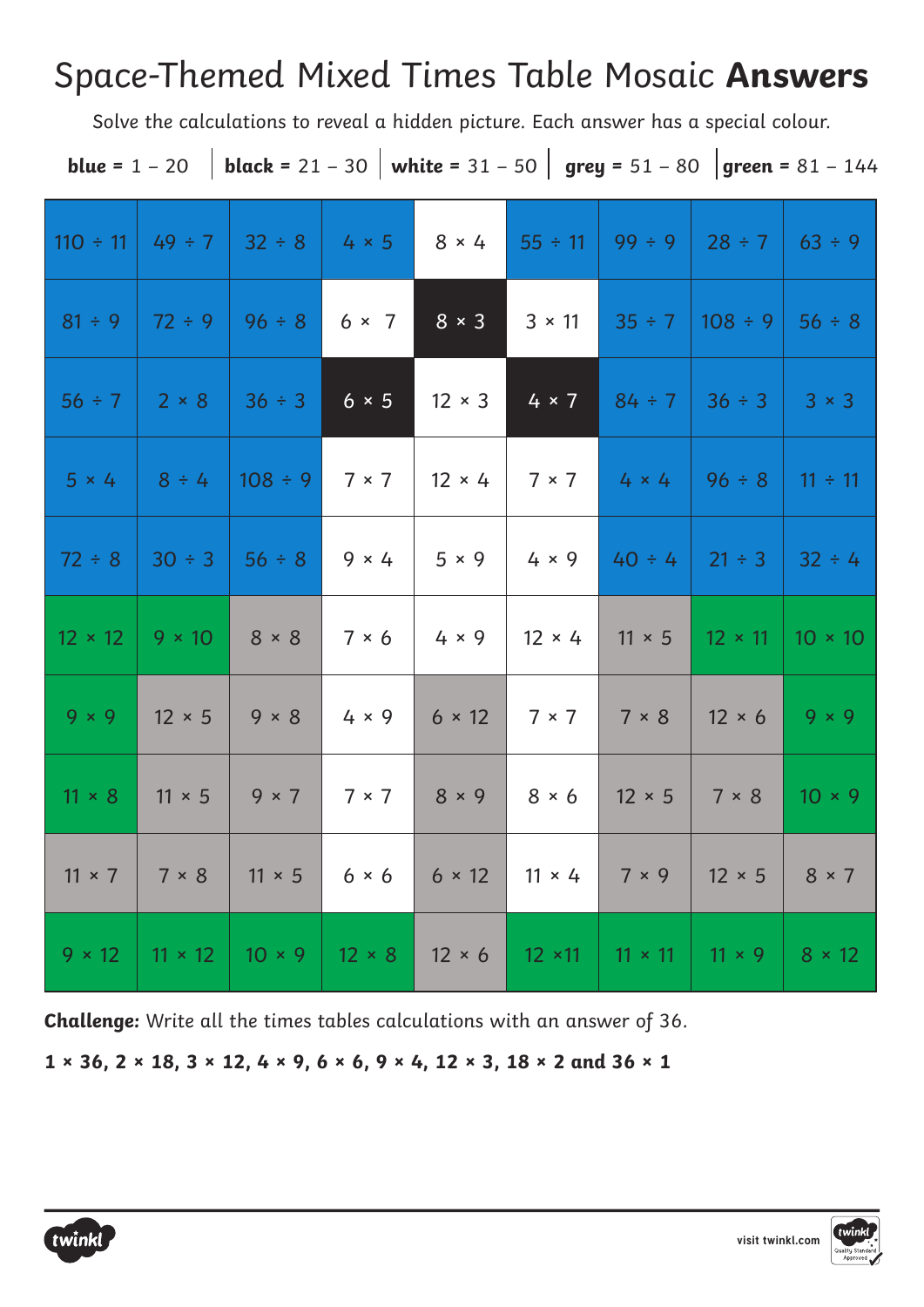# Space-Themed Mixed Times Table Mosaic **Answers**

Solve the calculations to reveal a hidden picture. Each answer has a special colour.

**blue** = 1 – 20 | **black** = 21 – 30 | **white** = 31 – 50 | **grey** = 51 – 80 | **green** = 81 – 144

| | | | | | | | | |
|---|---|---|---|---|---|---|---|---|
| 110 ÷ 11 | 49 ÷ 7 | 32 ÷ 8 | 4 × 5 | 8 × 4 | 55 ÷ 11 | 99 ÷ 9 | 28 ÷ 7 | 63 ÷ 9 |
| 81 ÷ 9 | 72 ÷ 9 | 96 ÷ 8 | 6 × 7 | 8 × 3 | 3 × 11 | 35 ÷ 7 | 108 ÷ 9 | 56 ÷ 8 |
| 56 ÷ 7 | 2 × 8 | 36 ÷ 3 | 6 × 5 | 12 × 3 | 4 × 7 | 84 ÷ 7 | 36 ÷ 3 | 3 × 3 |
| 5 × 4 | 8 ÷ 4 | 108 ÷ 9 | 7 × 7 | 12 × 4 | 7 × 7 | 4 × 4 | 96 ÷ 8 | 11 ÷ 11 |
| 72 ÷ 8 | 30 ÷ 3 | 56 ÷ 8 | 9 × 4 | 5 × 9 | 4 × 9 | 40 ÷ 4 | 21 ÷ 3 | 32 ÷ 4 |
| 12 × 12 | 9 × 10 | 8 × 8 | 7 × 6 | 4 × 9 | 12 × 4 | 11 × 5 | 12 × 11 | 10 × 10 |
| 9 × 9 | 12 × 5 | 9 × 8 | 4 × 9 | 6 × 12 | 7 × 7 | 7 × 8 | 12 × 6 | 9 × 9 |
| 11 × 8 | 11 × 5 | 9 × 7 | 7 × 7 | 8 × 9 | 8 × 6 | 12 × 5 | 7 × 8 | 10 × 9 |
| 11 × 7 | 7 × 8 | 11 × 5 | 6 × 6 | 6 × 12 | 11 × 4 | 7 × 9 | 12 × 5 | 8 × 7 |
| 9 × 12 | 11 × 12 | 10 × 9 | 12 × 8 | 12 × 6 | 12 ×11 | 11 × 11 | 11 × 9 | 8 × 12 |

**Challenge:** Write all the times tables calculations with an answer of 36.

**1 × 36, 2 × 18, 3 × 12, 4 × 9, 6 × 6, 9 × 4, 12 × 3, 18 × 2 and 36 × 1**